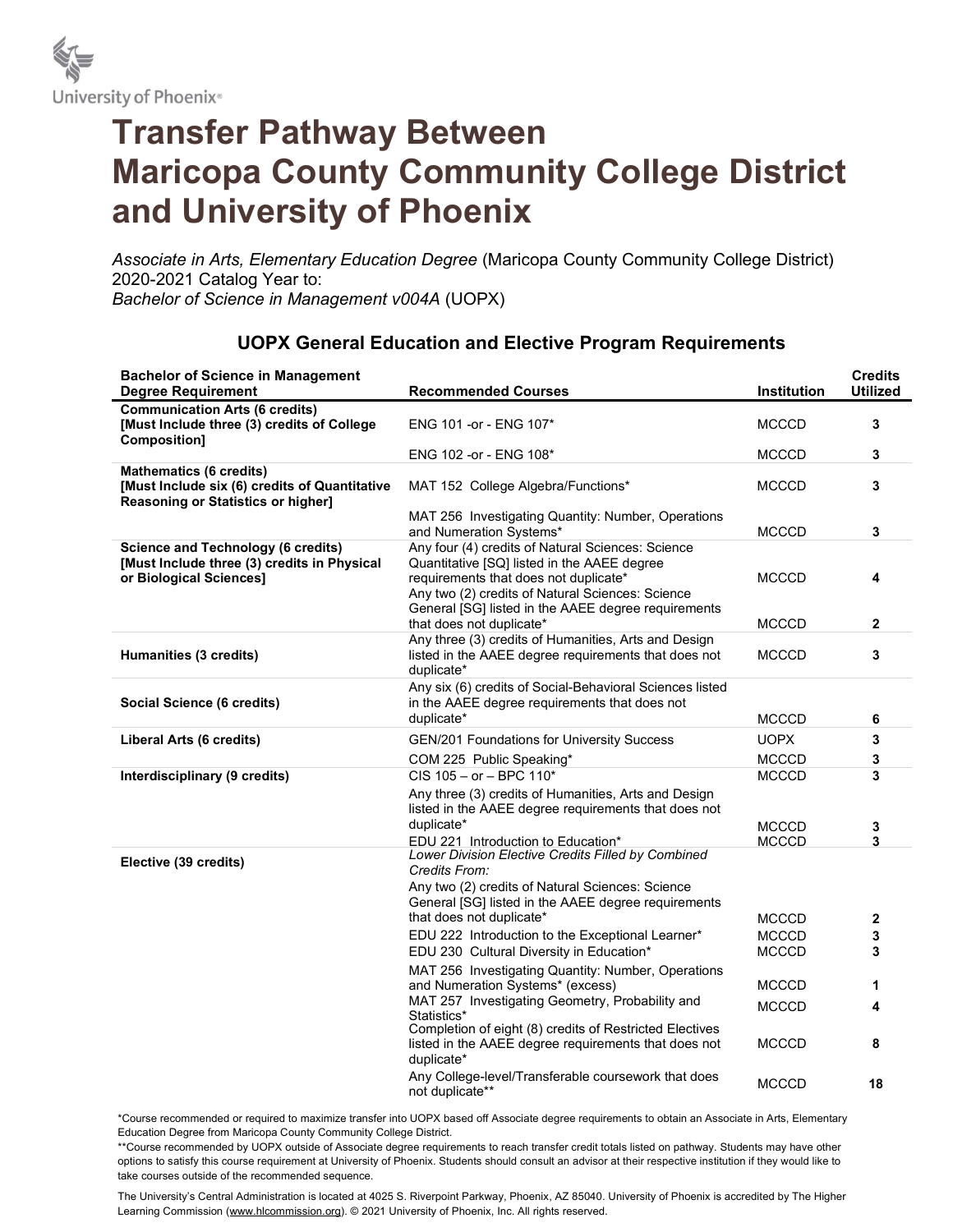University of Phoenix®

# Transfer Pathway Between Maricopa County Community College District and University of Phoenix

*Associate in Arts, Elementary Education Degree* (Maricopa County Community College District) 2020-2021 Catalog Year to:
*Bachelor of Science in Management v004A* (UOPX)

## UOPX General Education and Elective Program Requirements

| Bachelor of Science in Management Degree Requirement | Recommended Courses | Institution | Credits Utilized |
|---|---|---|---|
| **Communication Arts (6 credits) [Must Include three (3) credits of College Composition]** | ENG 101 -or - ENG 107* | MCCCD | 3 |
| | ENG 102 -or - ENG 108* | MCCCD | 3 |
| **Mathematics (6 credits) [Must Include six (6) credits of Quantitative Reasoning or Statistics or higher]** | MAT 152 College Algebra/Functions* | MCCCD | 3 |
| | MAT 256 Investigating Quantity: Number, Operations and Numeration Systems* | MCCCD | 3 |
| **Science and Technology (6 credits) [Must Include three (3) credits in Physical or Biological Sciences]** | Any four (4) credits of Natural Sciences: Science Quantitative [SQ] listed in the AAEE degree requirements that does not duplicate* | MCCCD | 4 |
| | Any two (2) credits of Natural Sciences: Science General [SG] listed in the AAEE degree requirements that does not duplicate* | MCCCD | 2 |
| **Humanities (3 credits)** | Any three (3) credits of Humanities, Arts and Design listed in the AAEE degree requirements that does not duplicate* | MCCCD | 3 |
| **Social Science (6 credits)** | Any six (6) credits of Social-Behavioral Sciences listed in the AAEE degree requirements that does not duplicate* | MCCCD | 6 |
| **Liberal Arts (6 credits)** | GEN/201 Foundations for University Success | UOPX | 3 |
| | COM 225 Public Speaking* | MCCCD | 3 |
| **Interdisciplinary (9 credits)** | CIS 105 – or – BPC 110* | MCCCD | 3 |
| | Any three (3) credits of Humanities, Arts and Design listed in the AAEE degree requirements that does not duplicate* | MCCCD | 3 |
| | EDU 221 Introduction to Education* | MCCCD | 3 |
| **Elective (39 credits)** | *Lower Division Elective Credits Filled by Combined Credits From:* | | |
| | Any two (2) credits of Natural Sciences: Science General [SG] listed in the AAEE degree requirements that does not duplicate* | MCCCD | 2 |
| | EDU 222 Introduction to the Exceptional Learner* | MCCCD | 3 |
| | EDU 230 Cultural Diversity in Education* | MCCCD | 3 |
| | MAT 256 Investigating Quantity: Number, Operations and Numeration Systems* (excess) | MCCCD | 1 |
| | MAT 257 Investigating Geometry, Probability and Statistics* | MCCCD | 4 |
| | Completion of eight (8) credits of Restricted Electives listed in the AAEE degree requirements that does not duplicate* | MCCCD | 8 |
| | Any College-level/Transferable coursework that does not duplicate** | MCCCD | 18 |

*Course recommended or required to maximize transfer into UOPX based off Associate degree requirements to obtain an Associate in Arts, Elementary Education Degree from Maricopa County Community College District.

**Course recommended by UOPX outside of Associate degree requirements to reach transfer credit totals listed on pathway. Students may have other options to satisfy this course requirement at University of Phoenix. Students should consult an advisor at their respective institution if they would like to take courses outside of the recommended sequence.

The University's Central Administration is located at 4025 S. Riverpoint Parkway, Phoenix, AZ 85040. University of Phoenix is accredited by The Higher Learning Commission (www.hlcommission.org). © 2021 University of Phoenix, Inc. All rights reserved.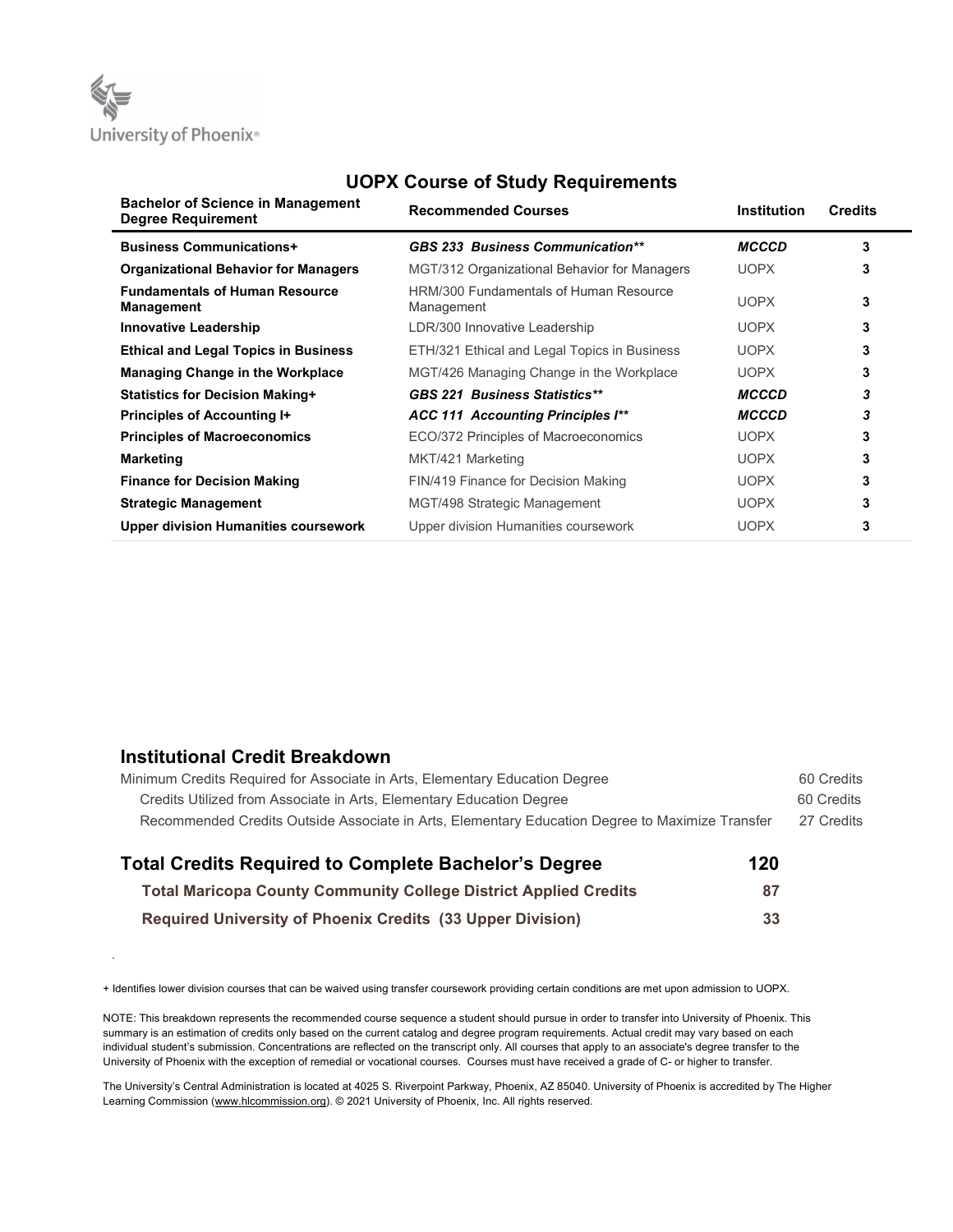## UOPX Course of Study Requirements

| Bachelor of Science in Management Degree Requirement | Recommended Courses | Institution | Credits |
|---|---|---|---|
| **Business Communications+** | ***GBS 233 Business Communication\*\**** | ***MCCCD*** | **3** |
| **Organizational Behavior for Managers** | MGT/312 Organizational Behavior for Managers | UOPX | **3** |
| **Fundamentals of Human Resource Management** | HRM/300 Fundamentals of Human Resource Management | UOPX | **3** |
| **Innovative Leadership** | LDR/300 Innovative Leadership | UOPX | **3** |
| **Ethical and Legal Topics in Business** | ETH/321 Ethical and Legal Topics in Business | UOPX | **3** |
| **Managing Change in the Workplace** | MGT/426 Managing Change in the Workplace | UOPX | **3** |
| **Statistics for Decision Making+** | ***GBS 221 Business Statistics\*\**** | ***MCCCD*** | ***3*** |
| **Principles of Accounting I+** | ***ACC 111 Accounting Principles I\*\**** | ***MCCCD*** | ***3*** |
| **Principles of Macroeconomics** | ECO/372 Principles of Macroeconomics | UOPX | **3** |
| **Marketing** | MKT/421 Marketing | UOPX | **3** |
| **Finance for Decision Making** | FIN/419 Finance for Decision Making | UOPX | **3** |
| **Strategic Management** | MGT/498 Strategic Management | UOPX | **3** |
| **Upper division Humanities coursework** | Upper division Humanities coursework | UOPX | **3** |

## Institutional Credit Breakdown

| | |
|---|---|
| Minimum Credits Required for Associate in Arts, Elementary Education Degree | 60 Credits |
| Credits Utilized from Associate in Arts, Elementary Education Degree | 60 Credits |
| Recommended Credits Outside Associate in Arts, Elementary Education Degree to Maximize Transfer | 27 Credits |

| | |
|---|---|
| **Total Credits Required to Complete Bachelor's Degree** | **120** |
| **Total Maricopa County Community College District Applied Credits** | **87** |
| **Required University of Phoenix Credits (33 Upper Division)** | **33** |

+ Identifies lower division courses that can be waived using transfer coursework providing certain conditions are met upon admission to UOPX.

NOTE: This breakdown represents the recommended course sequence a student should pursue in order to transfer into University of Phoenix. This summary is an estimation of credits only based on the current catalog and degree program requirements. Actual credit may vary based on each individual student's submission. Concentrations are reflected on the transcript only. All courses that apply to an associate's degree transfer to the University of Phoenix with the exception of remedial or vocational courses. Courses must have received a grade of C- or higher to transfer.

The University's Central Administration is located at 4025 S. Riverpoint Parkway, Phoenix, AZ 85040. University of Phoenix is accredited by The Higher Learning Commission (www.hlcommission.org). © 2021 University of Phoenix, Inc. All rights reserved.